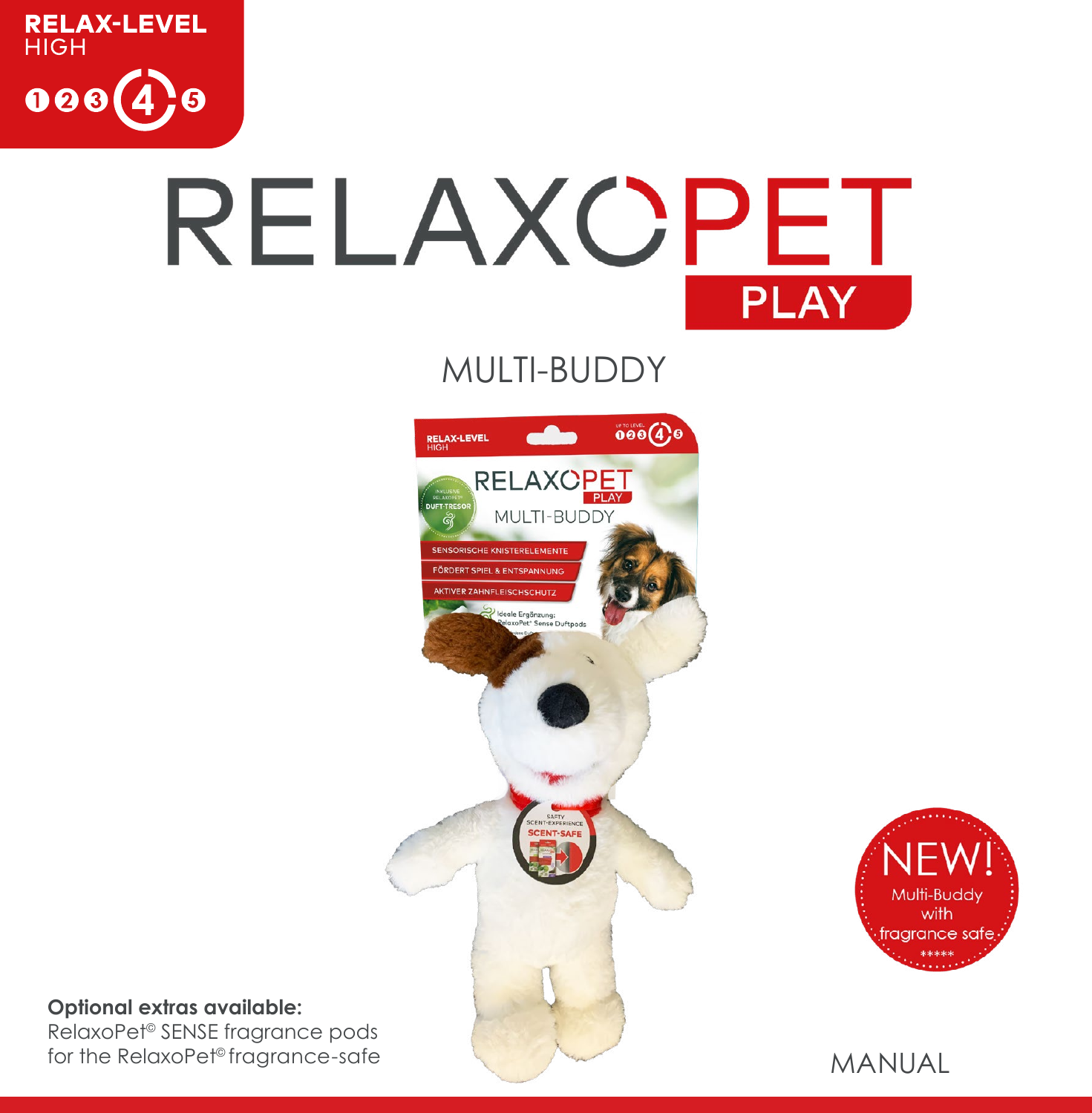**RELAX-LEVEL**
HIGH

1 2 3 4 5

# RELAXOPET

## PLAY

### MULTI-BUDDY

NEW!
Multi-Buddy
with
fragrance safe
*****

**Optional extras available:**
RelaxoPet© SENSE fragrance pods
for the RelaxoPet© fragrance-safe

MANUAL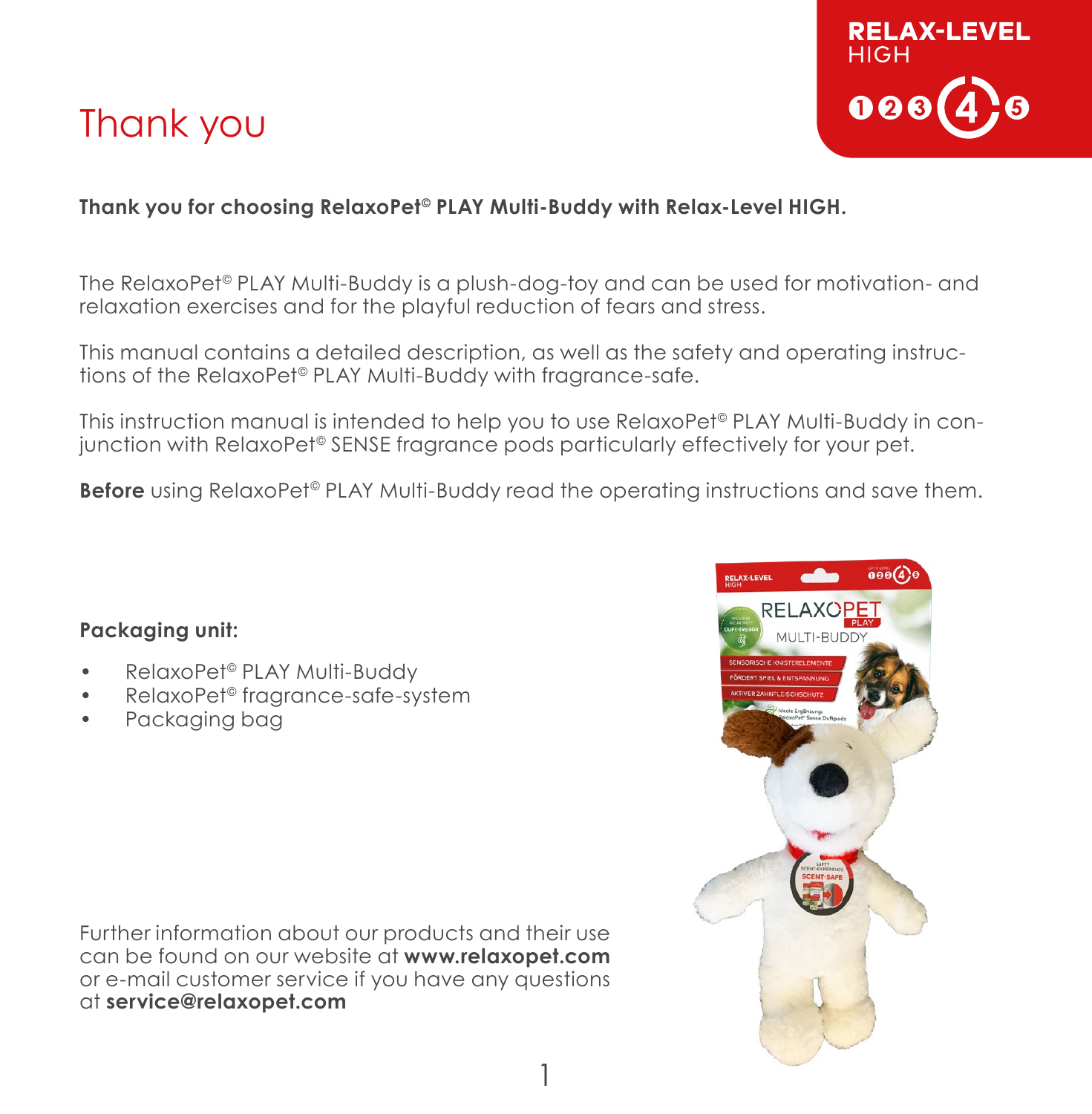# Thank you

RELAX-LEVEL HIGH

**Thank you for choosing RelaxoPet© PLAY Multi-Buddy with Relax-Level HIGH.**

The RelaxoPet© PLAY Multi-Buddy is a plush-dog-toy and can be used for motivation- and relaxation exercises and for the playful reduction of fears and stress.

This manual contains a detailed description, as well as the safety and operating instructions of the RelaxoPet© PLAY Multi-Buddy with fragrance-safe.

This instruction manual is intended to help you to use RelaxoPet© PLAY Multi-Buddy in conjunction with RelaxoPet© SENSE fragrance pods particularly effectively for your pet.

**Before** using RelaxoPet© PLAY Multi-Buddy read the operating instructions and save them.

**Packaging unit:**

- RelaxoPet© PLAY Multi-Buddy
- RelaxoPet© fragrance-safe-system
- Packaging bag

Further information about our products and their use can be found on our website at **www.relaxopet.com** or e-mail customer service if you have any questions at **service@relaxopet.com**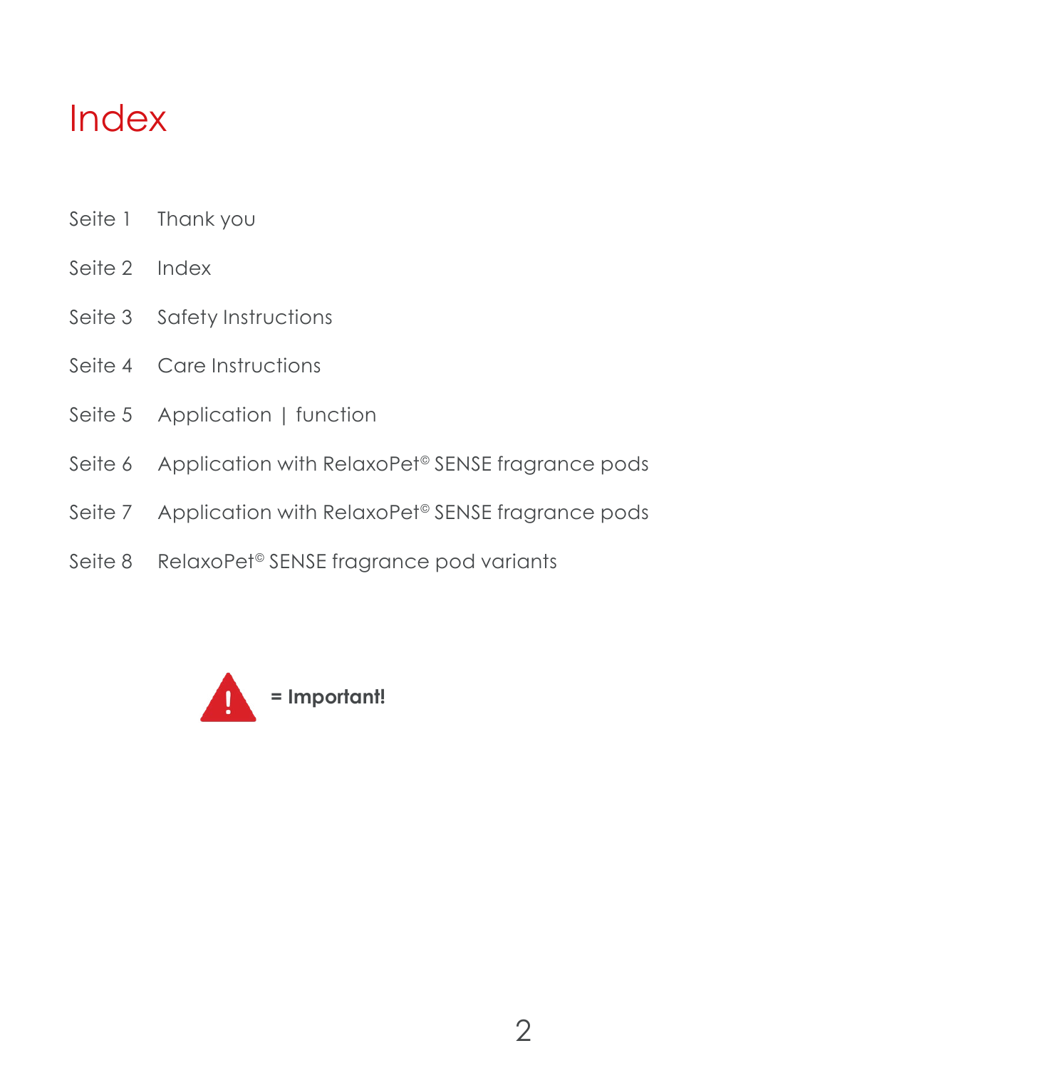# Index

Seite 1 Thank you

Seite 2 Index

Seite 3 Safety Instructions

Seite 4 Care Instructions

Seite 5 Application | function

Seite 6 Application with RelaxoPet© SENSE fragrance pods

Seite 7 Application with RelaxoPet© SENSE fragrance pods

Seite 8 RelaxoPet© SENSE fragrance pod variants

**= Important!**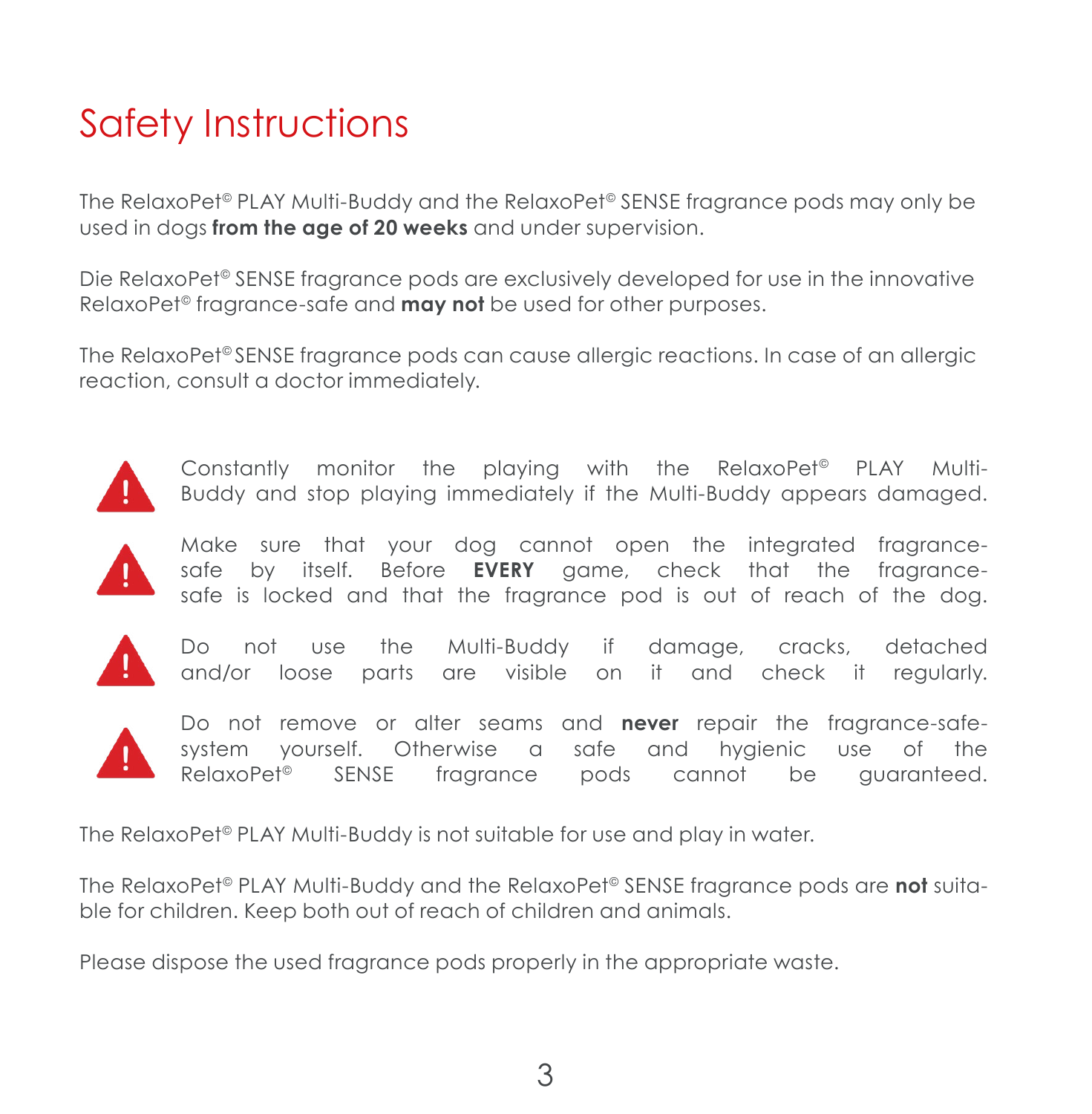# Safety Instructions

The RelaxoPet© PLAY Multi-Buddy and the RelaxoPet© SENSE fragrance pods may only be used in dogs **from the age of 20 weeks** and under supervision.

Die RelaxoPet© SENSE fragrance pods are exclusively developed for use in the innovative RelaxoPet© fragrance-safe and **may not** be used for other purposes.

The RelaxoPet© SENSE fragrance pods can cause allergic reactions. In case of an allergic reaction, consult a doctor immediately.

- ⚠ Constantly monitor the playing with the RelaxoPet© PLAY Multi-Buddy and stop playing immediately if the Multi-Buddy appears damaged.
- ⚠ Make sure that your dog cannot open the integrated fragrance-safe by itself. Before **EVERY** game, check that the fragrance-safe is locked and that the fragrance pod is out of reach of the dog.
- ⚠ Do not use the Multi-Buddy if damage, cracks, detached and/or loose parts are visible on it and check it regularly.
- ⚠ Do not remove or alter seams and **never** repair the fragrance-safe-system yourself. Otherwise a safe and hygienic use of the RelaxoPet© SENSE fragrance pods cannot be guaranteed.

The RelaxoPet© PLAY Multi-Buddy is not suitable for use and play in water.

The RelaxoPet© PLAY Multi-Buddy and the RelaxoPet© SENSE fragrance pods are **not** suitable for children. Keep both out of reach of children and animals.

Please dispose the used fragrance pods properly in the appropriate waste.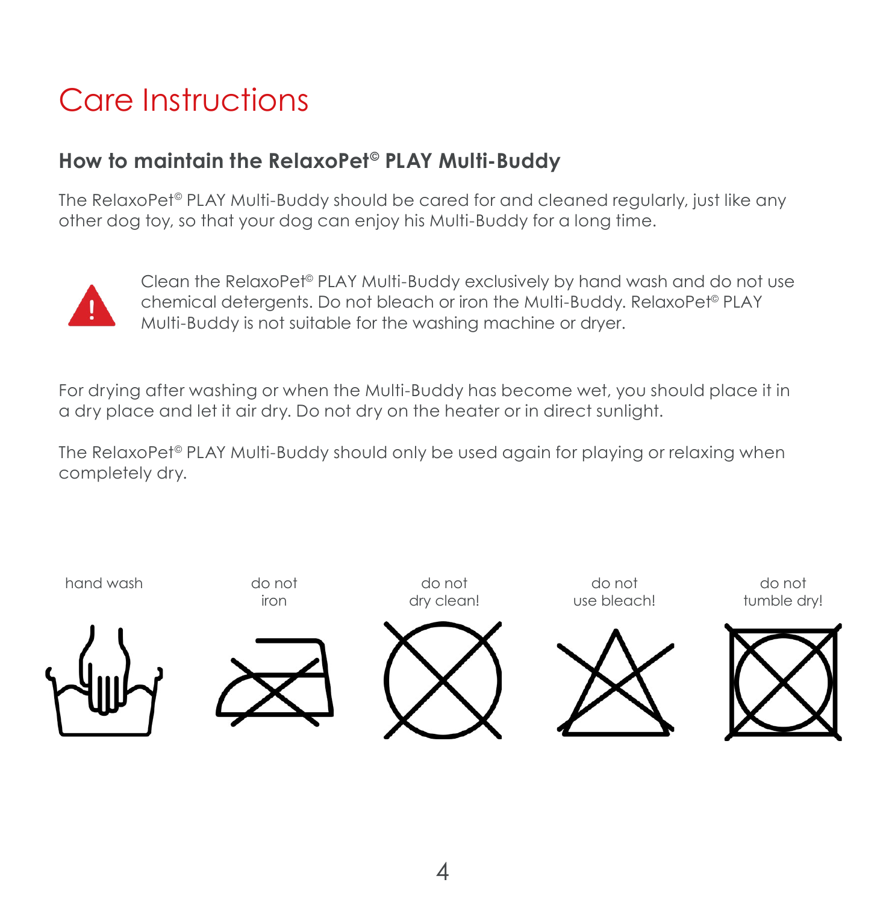# Care Instructions

## How to maintain the RelaxoPet© PLAY Multi-Buddy

The RelaxoPet© PLAY Multi-Buddy should be cared for and cleaned regularly, just like any other dog toy, so that your dog can enjoy his Multi-Buddy for a long time.

Clean the RelaxoPet© PLAY Multi-Buddy exclusively by hand wash and do not use chemical detergents. Do not bleach or iron the Multi-Buddy. RelaxoPet© PLAY Multi-Buddy is not suitable for the washing machine or dryer.

For drying after washing or when the Multi-Buddy has become wet, you should place it in a dry place and let it air dry. Do not dry on the heater or in direct sunlight.

The RelaxoPet© PLAY Multi-Buddy should only be used again for playing or relaxing when completely dry.

hand wash

do not iron

do not dry clean!

do not use bleach!

do not tumble dry!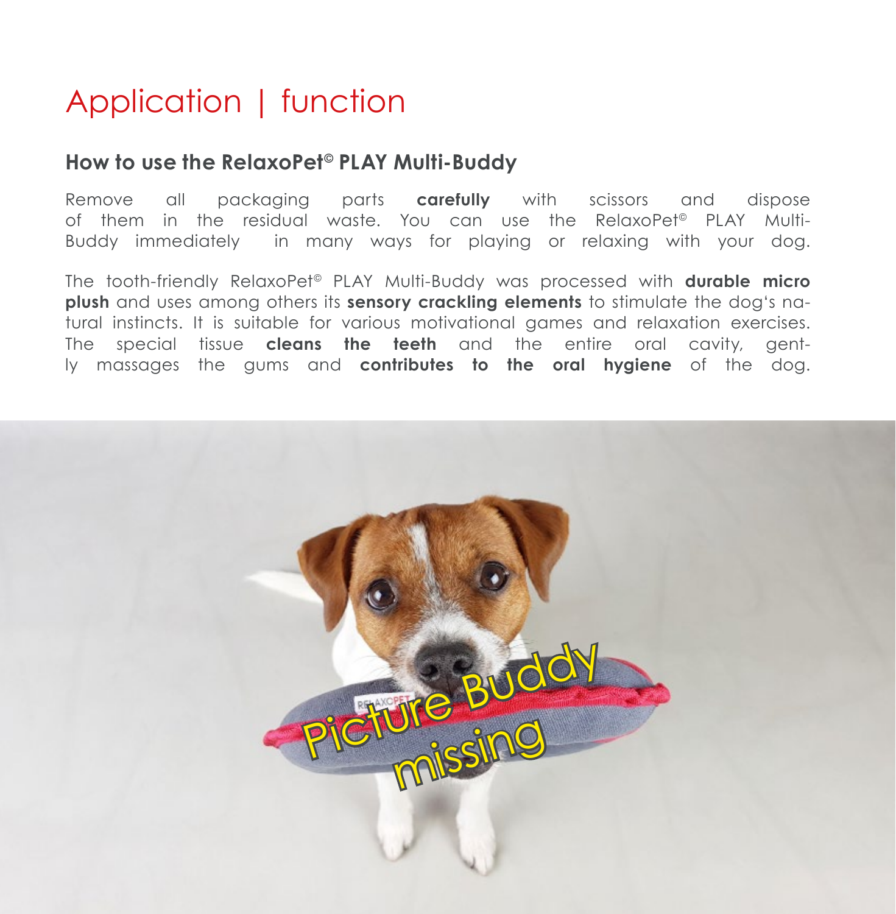# Application | function

### How to use the RelaxoPet© PLAY Multi-Buddy

Remove all packaging parts **carefully** with scissors and dispose of them in the residual waste. You can use the RelaxoPet© PLAY Multi-Buddy immediately in many ways for playing or relaxing with your dog.

The tooth-friendly RelaxoPet© PLAY Multi-Buddy was processed with **durable micro plush** and uses among others its **sensory crackling elements** to stimulate the dog's natural instincts. It is suitable for various motivational games and relaxation exercises. The special tissue **cleans the teeth** and the entire oral cavity, gently massages the gums and **contributes to the oral hygiene** of the dog.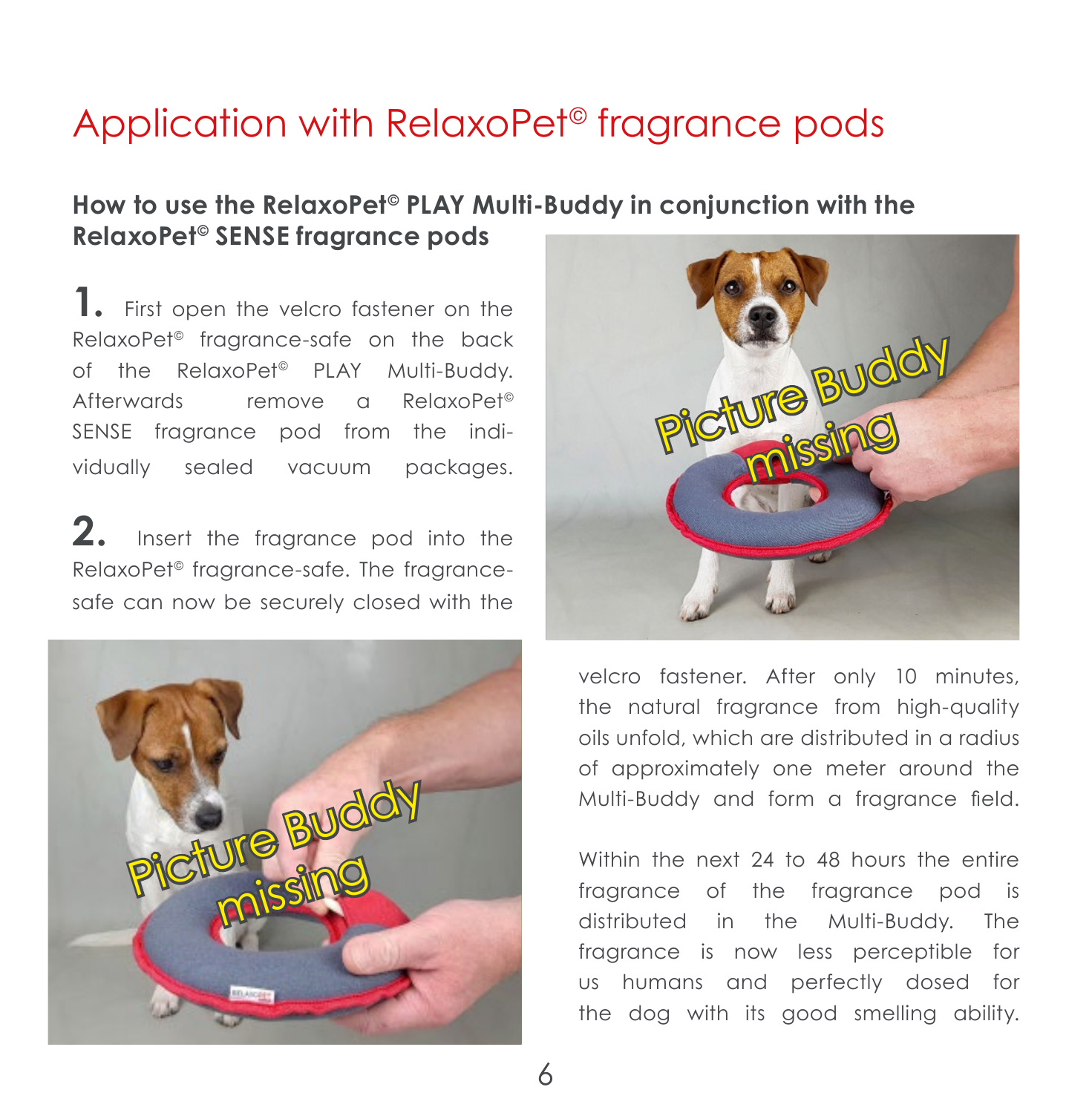# Application with RelaxoPet© fragrance pods

## How to use the RelaxoPet© PLAY Multi-Buddy in conjunction with the RelaxoPet© SENSE fragrance pods

**1.** First open the velcro fastener on the RelaxoPet© fragrance-safe on the back of the RelaxoPet© PLAY Multi-Buddy. Afterwards remove a RelaxoPet© SENSE fragrance pod from the individually sealed vacuum packages.

**2.** Insert the fragrance pod into the RelaxoPet© fragrance-safe. The fragrance-safe can now be securely closed with the velcro fastener. After only 10 minutes, the natural fragrance from high-quality oils unfold, which are distributed in a radius of approximately one meter around the Multi-Buddy and form a fragrance field.

Within the next 24 to 48 hours the entire fragrance of the fragrance pod is distributed in the Multi-Buddy. The fragrance is now less perceptible for us humans and perfectly dosed for the dog with its good smelling ability.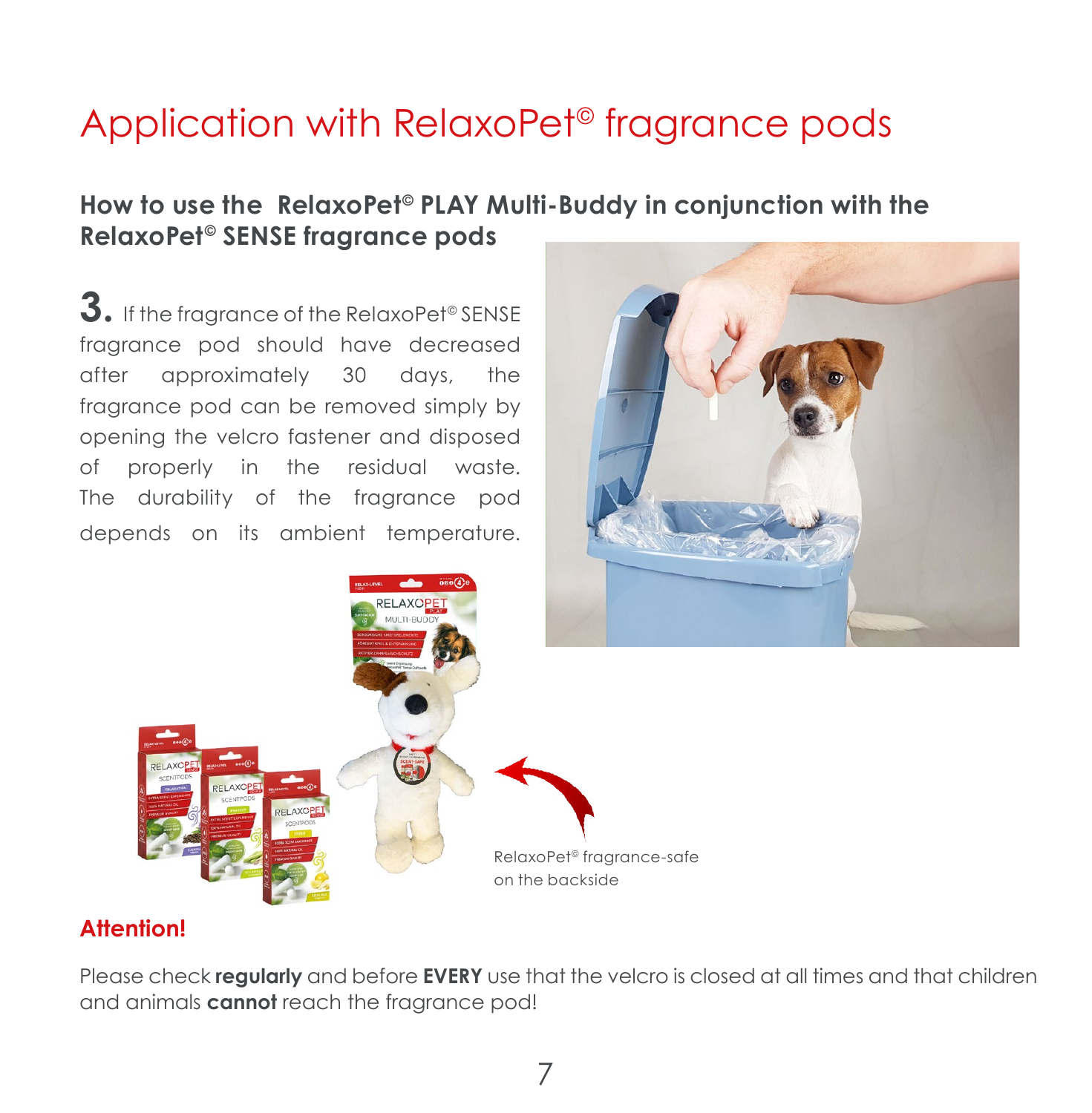# Application with RelaxoPet© fragrance pods

## How to use the RelaxoPet© PLAY Multi-Buddy in conjunction with the RelaxoPet© SENSE fragrance pods

**3.** If the fragrance of the RelaxoPet© SENSE fragrance pod should have decreased after approximately 30 days, the fragrance pod can be removed simply by opening the velcro fastener and disposed of properly in the residual waste. The durability of the fragrance pod depends on its ambient temperature.

RelaxoPet© fragrance-safe on the backside

### Attention!

Please check **regularly** and before **EVERY** use that the velcro is closed at all times and that children and animals **cannot** reach the fragrance pod!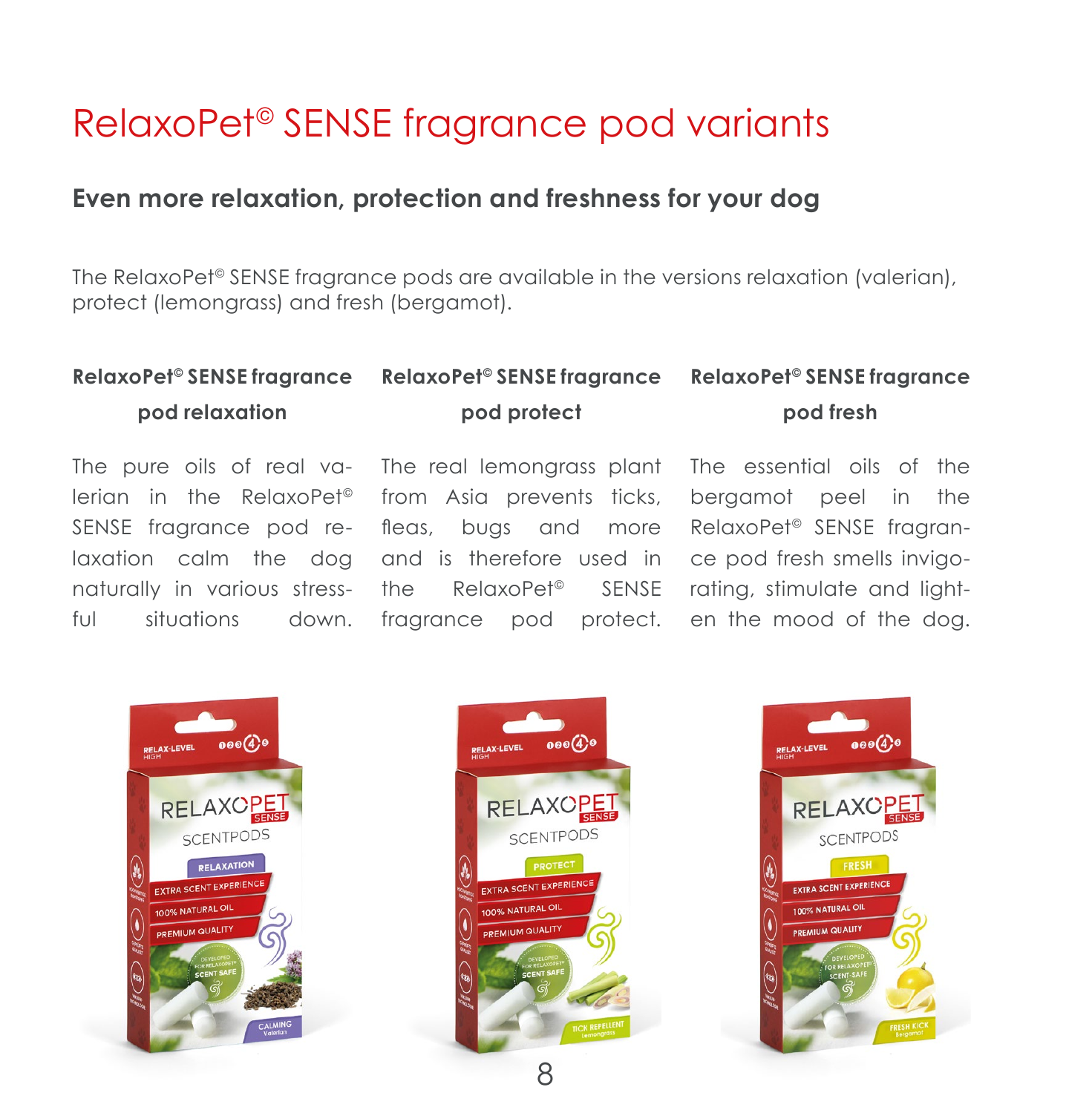# RelaxoPet© SENSE fragrance pod variants

## Even more relaxation, protection and freshness for your dog

The RelaxoPet© SENSE fragrance pods are available in the versions relaxation (valerian), protect (lemongrass) and fresh (bergamot).

### RelaxoPet© SENSE fragrance pod relaxation

The pure oils of real valerian in the RelaxoPet© SENSE fragrance pod relaxation calm the dog naturally in various stressful situations down.

### RelaxoPet© SENSE fragrance pod protect

The real lemongrass plant from Asia prevents ticks, fleas, bugs and more and is therefore used in the RelaxoPet© SENSE fragrance pod protect.

### RelaxoPet© SENSE fragrance pod fresh

The essential oils of the bergamot peel in the RelaxoPet© SENSE fragrance pod fresh smells invigorating, stimulate and lighten the mood of the dog.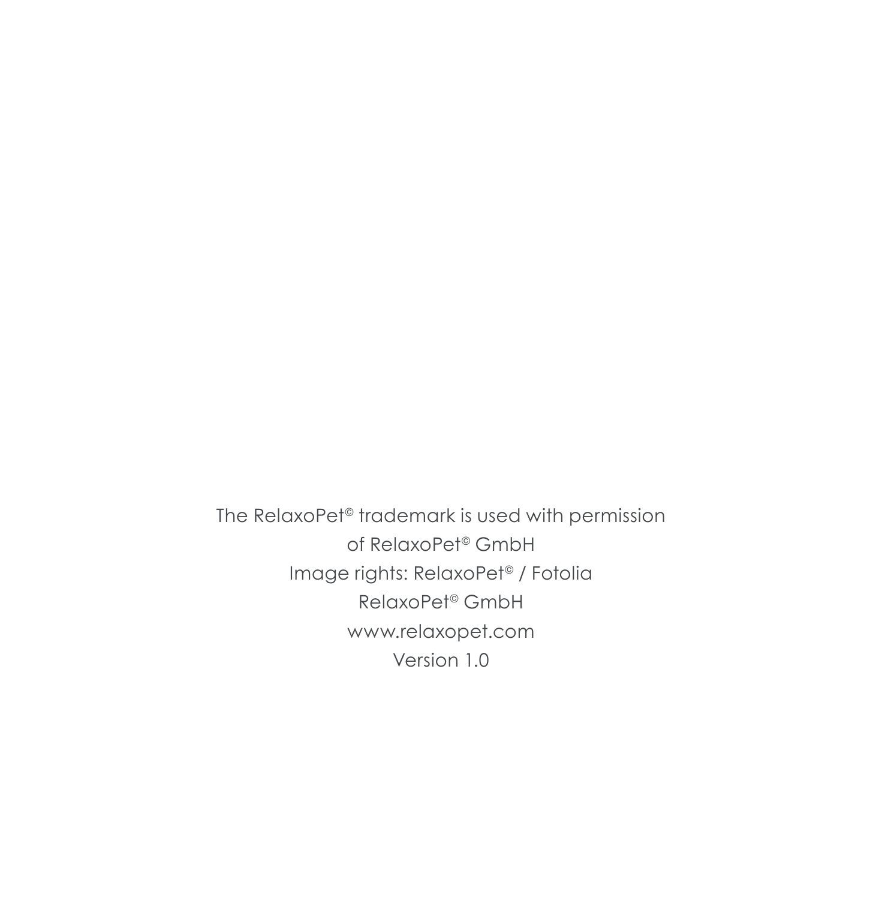The RelaxoPet© trademark is used with permission

of RelaxoPet© GmbH

Image rights: RelaxoPet© / Fotolia

RelaxoPet© GmbH

www.relaxopet.com

Version 1.0